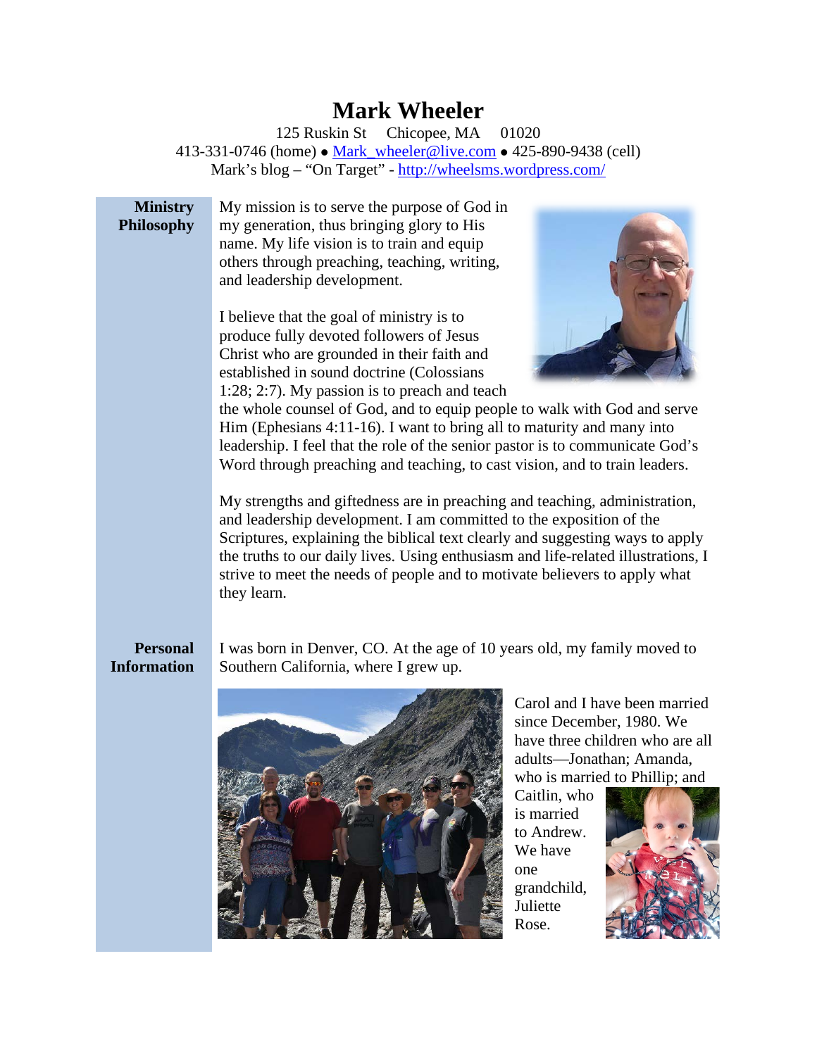# Mark Wheeler

125 Ruskin St Chicopee, MA 01020
413-331-0746 (home) • Mark_wheeler@live.com • 425-890-9438 (cell)
Mark's blog – "On Target" - http://wheelsms.wordpress.com/

## Ministry Philosophy

My mission is to serve the purpose of God in my generation, thus bringing glory to His name. My life vision is to train and equip others through preaching, teaching, writing, and leadership development.

I believe that the goal of ministry is to produce fully devoted followers of Jesus Christ who are grounded in their faith and established in sound doctrine (Colossians 1:28; 2:7). My passion is to preach and teach the whole counsel of God, and to equip people to walk with God and serve Him (Ephesians 4:11-16). I want to bring all to maturity and many into leadership. I feel that the role of the senior pastor is to communicate God's Word through preaching and teaching, to cast vision, and to train leaders.

My strengths and giftedness are in preaching and teaching, administration, and leadership development. I am committed to the exposition of the Scriptures, explaining the biblical text clearly and suggesting ways to apply the truths to our daily lives. Using enthusiasm and life-related illustrations, I strive to meet the needs of people and to motivate believers to apply what they learn.

## Personal Information

I was born in Denver, CO. At the age of 10 years old, my family moved to Southern California, where I grew up.

Carol and I have been married since December, 1980. We have three children who are all adults—Jonathan; Amanda, who is married to Phillip; and Caitlin, who is married to Andrew. We have one grandchild, Juliette Rose.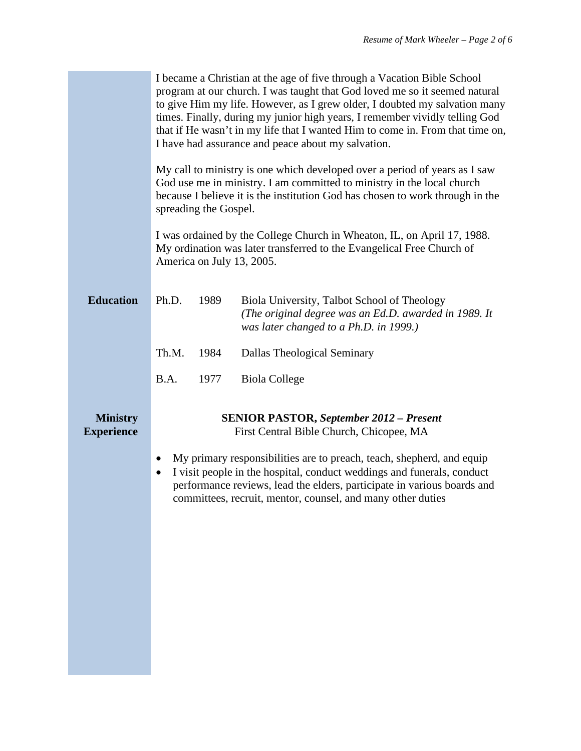I became a Christian at the age of five through a Vacation Bible School program at our church. I was taught that God loved me so it seemed natural to give Him my life. However, as I grew older, I doubted my salvation many times. Finally, during my junior high years, I remember vividly telling God that if He wasn't in my life that I wanted Him to come in. From that time on, I have had assurance and peace about my salvation.

My call to ministry is one which developed over a period of years as I saw God use me in ministry. I am committed to ministry in the local church because I believe it is the institution God has chosen to work through in the spreading the Gospel.

I was ordained by the College Church in Wheaton, IL, on April 17, 1988. My ordination was later transferred to the Evangelical Free Church of America on July 13, 2005.

## Education

| | | |
|---|---|---|
| Ph.D. | 1989 | Biola University, Talbot School of Theology *(The original degree was an Ed.D. awarded in 1989. It was later changed to a Ph.D. in 1999.)* |
| Th.M. | 1984 | Dallas Theological Seminary |
| B.A. | 1977 | Biola College |

## Ministry Experience

**SENIOR PASTOR, *September 2012 – Present***
First Central Bible Church, Chicopee, MA

- My primary responsibilities are to preach, teach, shepherd, and equip
- I visit people in the hospital, conduct weddings and funerals, conduct performance reviews, lead the elders, participate in various boards and committees, recruit, mentor, counsel, and many other duties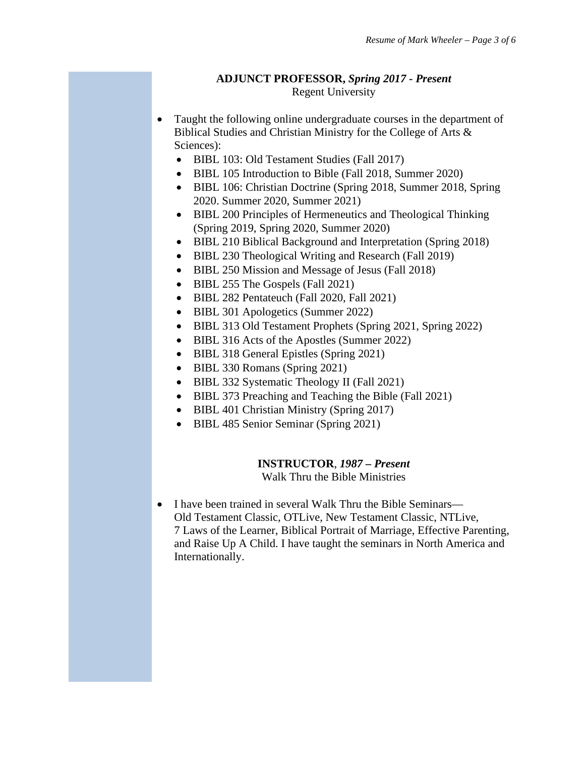**ADJUNCT PROFESSOR,** ***Spring 2017 - Present***
Regent University

- Taught the following online undergraduate courses in the department of Biblical Studies and Christian Ministry for the College of Arts & Sciences):
  - BIBL 103: Old Testament Studies (Fall 2017)
  - BIBL 105 Introduction to Bible (Fall 2018, Summer 2020)
  - BIBL 106: Christian Doctrine (Spring 2018, Summer 2018, Spring 2020. Summer 2020, Summer 2021)
  - BIBL 200 Principles of Hermeneutics and Theological Thinking (Spring 2019, Spring 2020, Summer 2020)
  - BIBL 210 Biblical Background and Interpretation (Spring 2018)
  - BIBL 230 Theological Writing and Research (Fall 2019)
  - BIBL 250 Mission and Message of Jesus (Fall 2018)
  - BIBL 255 The Gospels (Fall 2021)
  - BIBL 282 Pentateuch (Fall 2020, Fall 2021)
  - BIBL 301 Apologetics (Summer 2022)
  - BIBL 313 Old Testament Prophets (Spring 2021, Spring 2022)
  - BIBL 316 Acts of the Apostles (Summer 2022)
  - BIBL 318 General Epistles (Spring 2021)
  - BIBL 330 Romans (Spring 2021)
  - BIBL 332 Systematic Theology II (Fall 2021)
  - BIBL 373 Preaching and Teaching the Bible (Fall 2021)
  - BIBL 401 Christian Ministry (Spring 2017)
  - BIBL 485 Senior Seminar (Spring 2021)

**INSTRUCTOR**, ***1987 – Present***
Walk Thru the Bible Ministries

- I have been trained in several Walk Thru the Bible Seminars—Old Testament Classic, OTLive, New Testament Classic, NTLive, 7 Laws of the Learner, Biblical Portrait of Marriage, Effective Parenting, and Raise Up A Child. I have taught the seminars in North America and Internationally.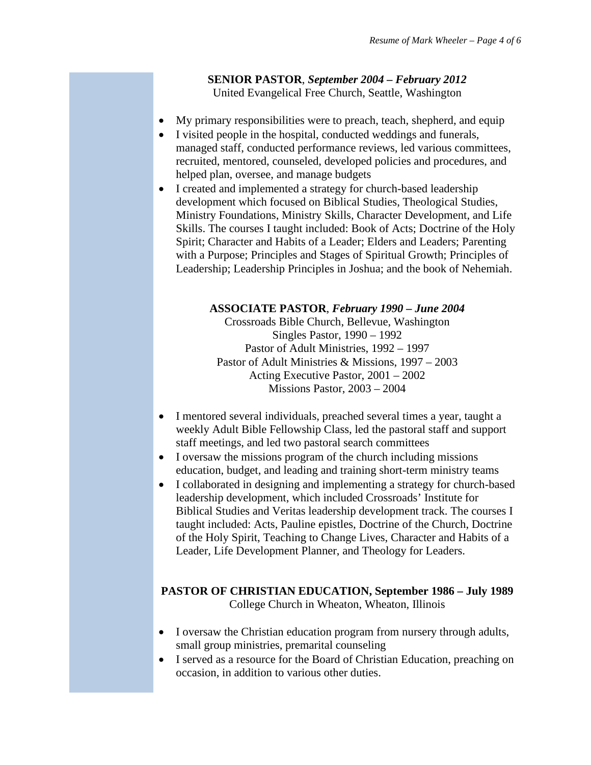**SENIOR PASTOR**, ***September 2004 – February 2012***
United Evangelical Free Church, Seattle, Washington

- My primary responsibilities were to preach, teach, shepherd, and equip
- I visited people in the hospital, conducted weddings and funerals, managed staff, conducted performance reviews, led various committees, recruited, mentored, counseled, developed policies and procedures, and helped plan, oversee, and manage budgets
- I created and implemented a strategy for church-based leadership development which focused on Biblical Studies, Theological Studies, Ministry Foundations, Ministry Skills, Character Development, and Life Skills. The courses I taught included: Book of Acts; Doctrine of the Holy Spirit; Character and Habits of a Leader; Elders and Leaders; Parenting with a Purpose; Principles and Stages of Spiritual Growth; Principles of Leadership; Leadership Principles in Joshua; and the book of Nehemiah.

**ASSOCIATE PASTOR**, ***February 1990 – June 2004***
Crossroads Bible Church, Bellevue, Washington
Singles Pastor, 1990 – 1992
Pastor of Adult Ministries, 1992 – 1997
Pastor of Adult Ministries & Missions, 1997 – 2003
Acting Executive Pastor, 2001 – 2002
Missions Pastor, 2003 – 2004

- I mentored several individuals, preached several times a year, taught a weekly Adult Bible Fellowship Class, led the pastoral staff and support staff meetings, and led two pastoral search committees
- I oversaw the missions program of the church including missions education, budget, and leading and training short-term ministry teams
- I collaborated in designing and implementing a strategy for church-based leadership development, which included Crossroads' Institute for Biblical Studies and Veritas leadership development track. The courses I taught included: Acts, Pauline epistles, Doctrine of the Church, Doctrine of the Holy Spirit, Teaching to Change Lives, Character and Habits of a Leader, Life Development Planner, and Theology for Leaders.

**PASTOR OF CHRISTIAN EDUCATION, September 1986 – July 1989**
College Church in Wheaton, Wheaton, Illinois

- I oversaw the Christian education program from nursery through adults, small group ministries, premarital counseling
- I served as a resource for the Board of Christian Education, preaching on occasion, in addition to various other duties.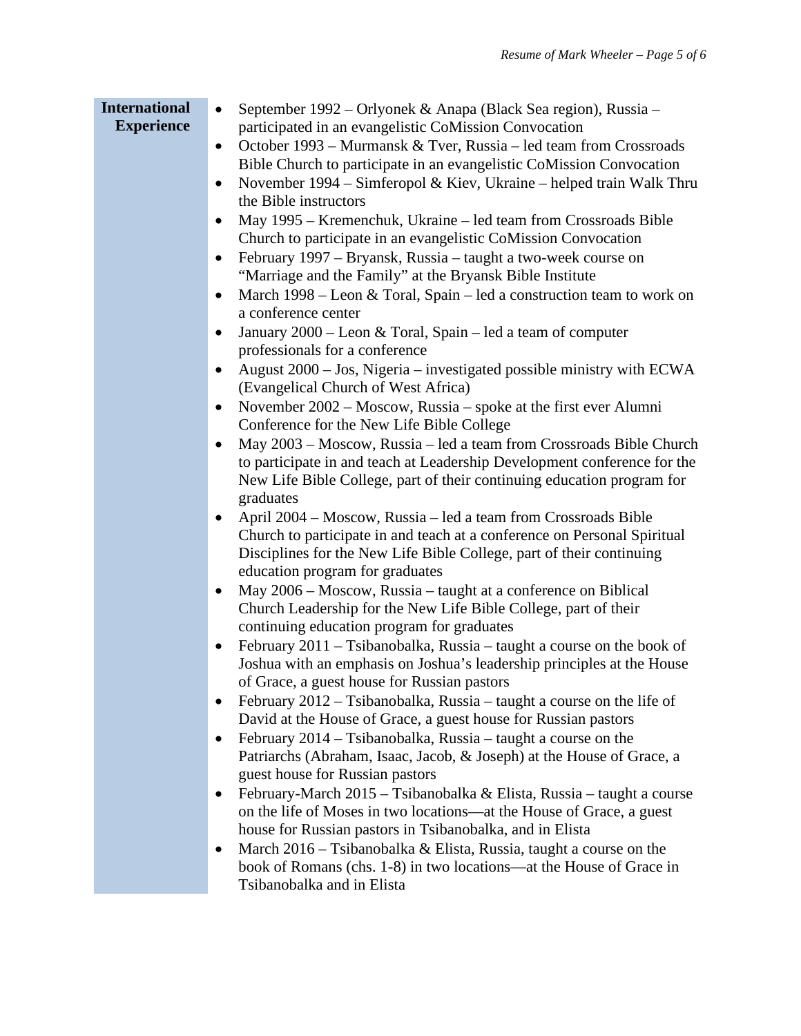## International Experience

- September 1992 – Orlyonek & Anapa (Black Sea region), Russia – participated in an evangelistic CoMission Convocation
- October 1993 – Murmansk & Tver, Russia – led team from Crossroads Bible Church to participate in an evangelistic CoMission Convocation
- November 1994 – Simferopol & Kiev, Ukraine – helped train Walk Thru the Bible instructors
- May 1995 – Kremenchuk, Ukraine – led team from Crossroads Bible Church to participate in an evangelistic CoMission Convocation
- February 1997 – Bryansk, Russia – taught a two-week course on "Marriage and the Family" at the Bryansk Bible Institute
- March 1998 – Leon & Toral, Spain – led a construction team to work on a conference center
- January 2000 – Leon & Toral, Spain – led a team of computer professionals for a conference
- August 2000 – Jos, Nigeria – investigated possible ministry with ECWA (Evangelical Church of West Africa)
- November 2002 – Moscow, Russia – spoke at the first ever Alumni Conference for the New Life Bible College
- May 2003 – Moscow, Russia – led a team from Crossroads Bible Church to participate in and teach at Leadership Development conference for the New Life Bible College, part of their continuing education program for graduates
- April 2004 – Moscow, Russia – led a team from Crossroads Bible Church to participate in and teach at a conference on Personal Spiritual Disciplines for the New Life Bible College, part of their continuing education program for graduates
- May 2006 – Moscow, Russia – taught at a conference on Biblical Church Leadership for the New Life Bible College, part of their continuing education program for graduates
- February 2011 – Tsibanobalka, Russia – taught a course on the book of Joshua with an emphasis on Joshua's leadership principles at the House of Grace, a guest house for Russian pastors
- February 2012 – Tsibanobalka, Russia – taught a course on the life of David at the House of Grace, a guest house for Russian pastors
- February 2014 – Tsibanobalka, Russia – taught a course on the Patriarchs (Abraham, Isaac, Jacob, & Joseph) at the House of Grace, a guest house for Russian pastors
- February-March 2015 – Tsibanobalka & Elista, Russia – taught a course on the life of Moses in two locations—at the House of Grace, a guest house for Russian pastors in Tsibanobalka, and in Elista
- March 2016 – Tsibanobalka & Elista, Russia, taught a course on the book of Romans (chs. 1-8) in two locations—at the House of Grace in Tsibanobalka and in Elista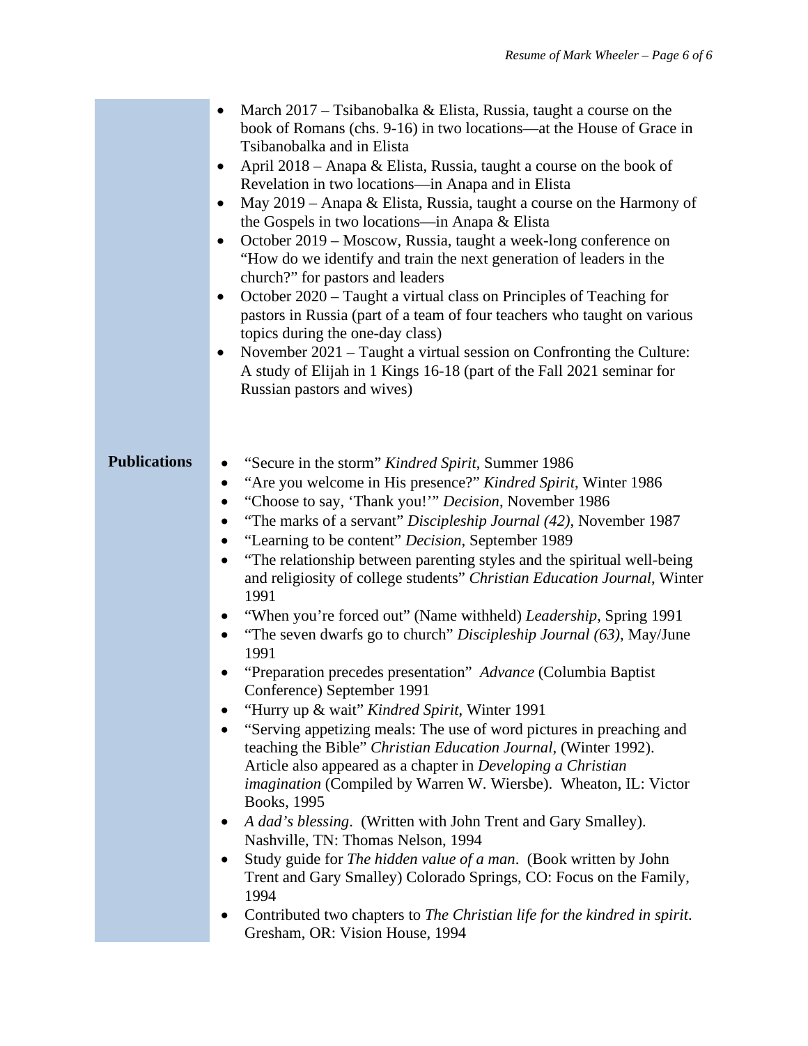- March 2017 – Tsibanobalka & Elista, Russia, taught a course on the book of Romans (chs. 9-16) in two locations—at the House of Grace in Tsibanobalka and in Elista
- April 2018 – Anapa & Elista, Russia, taught a course on the book of Revelation in two locations—in Anapa and in Elista
- May 2019 – Anapa & Elista, Russia, taught a course on the Harmony of the Gospels in two locations—in Anapa & Elista
- October 2019 – Moscow, Russia, taught a week-long conference on "How do we identify and train the next generation of leaders in the church?" for pastors and leaders
- October 2020 – Taught a virtual class on Principles of Teaching for pastors in Russia (part of a team of four teachers who taught on various topics during the one-day class)
- November 2021 – Taught a virtual session on Confronting the Culture: A study of Elijah in 1 Kings 16-18 (part of the Fall 2021 seminar for Russian pastors and wives)

**Publications**

- "Secure in the storm" *Kindred Spirit*, Summer 1986
- "Are you welcome in His presence?" *Kindred Spirit*, Winter 1986
- "Choose to say, 'Thank you!'" *Decision*, November 1986
- "The marks of a servant" *Discipleship Journal (42)*, November 1987
- "Learning to be content" *Decision*, September 1989
- "The relationship between parenting styles and the spiritual well-being and religiosity of college students" *Christian Education Journal*, Winter 1991
- "When you're forced out" (Name withheld) *Leadership*, Spring 1991
- "The seven dwarfs go to church" *Discipleship Journal (63)*, May/June 1991
- "Preparation precedes presentation" *Advance* (Columbia Baptist Conference) September 1991
- "Hurry up & wait" *Kindred Spirit*, Winter 1991
- "Serving appetizing meals: The use of word pictures in preaching and teaching the Bible" *Christian Education Journal*, (Winter 1992). Article also appeared as a chapter in *Developing a Christian imagination* (Compiled by Warren W. Wiersbe). Wheaton, IL: Victor Books, 1995
- *A dad's blessing*. (Written with John Trent and Gary Smalley). Nashville, TN: Thomas Nelson, 1994
- Study guide for *The hidden value of a man*. (Book written by John Trent and Gary Smalley) Colorado Springs, CO: Focus on the Family, 1994
- Contributed two chapters to *The Christian life for the kindred in spirit*. Gresham, OR: Vision House, 1994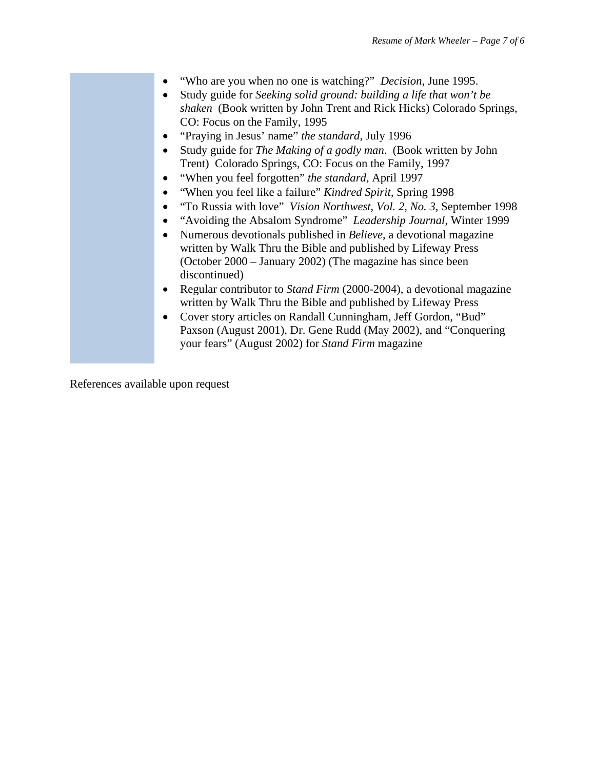- "Who are you when no one is watching?" *Decision*, June 1995.
- Study guide for *Seeking solid ground: building a life that won't be shaken* (Book written by John Trent and Rick Hicks) Colorado Springs, CO: Focus on the Family, 1995
- "Praying in Jesus' name" *the standard*, July 1996
- Study guide for *The Making of a godly man*. (Book written by John Trent) Colorado Springs, CO: Focus on the Family, 1997
- "When you feel forgotten" *the standard*, April 1997
- "When you feel like a failure" *Kindred Spirit*, Spring 1998
- "To Russia with love" *Vision Northwest, Vol. 2, No. 3*, September 1998
- "Avoiding the Absalom Syndrome" *Leadership Journal*, Winter 1999
- Numerous devotionals published in *Believe*, a devotional magazine written by Walk Thru the Bible and published by Lifeway Press (October 2000 – January 2002) (The magazine has since been discontinued)
- Regular contributor to *Stand Firm* (2000-2004), a devotional magazine written by Walk Thru the Bible and published by Lifeway Press
- Cover story articles on Randall Cunningham, Jeff Gordon, "Bud" Paxson (August 2001), Dr. Gene Rudd (May 2002), and "Conquering your fears" (August 2002) for *Stand Firm* magazine

References available upon request